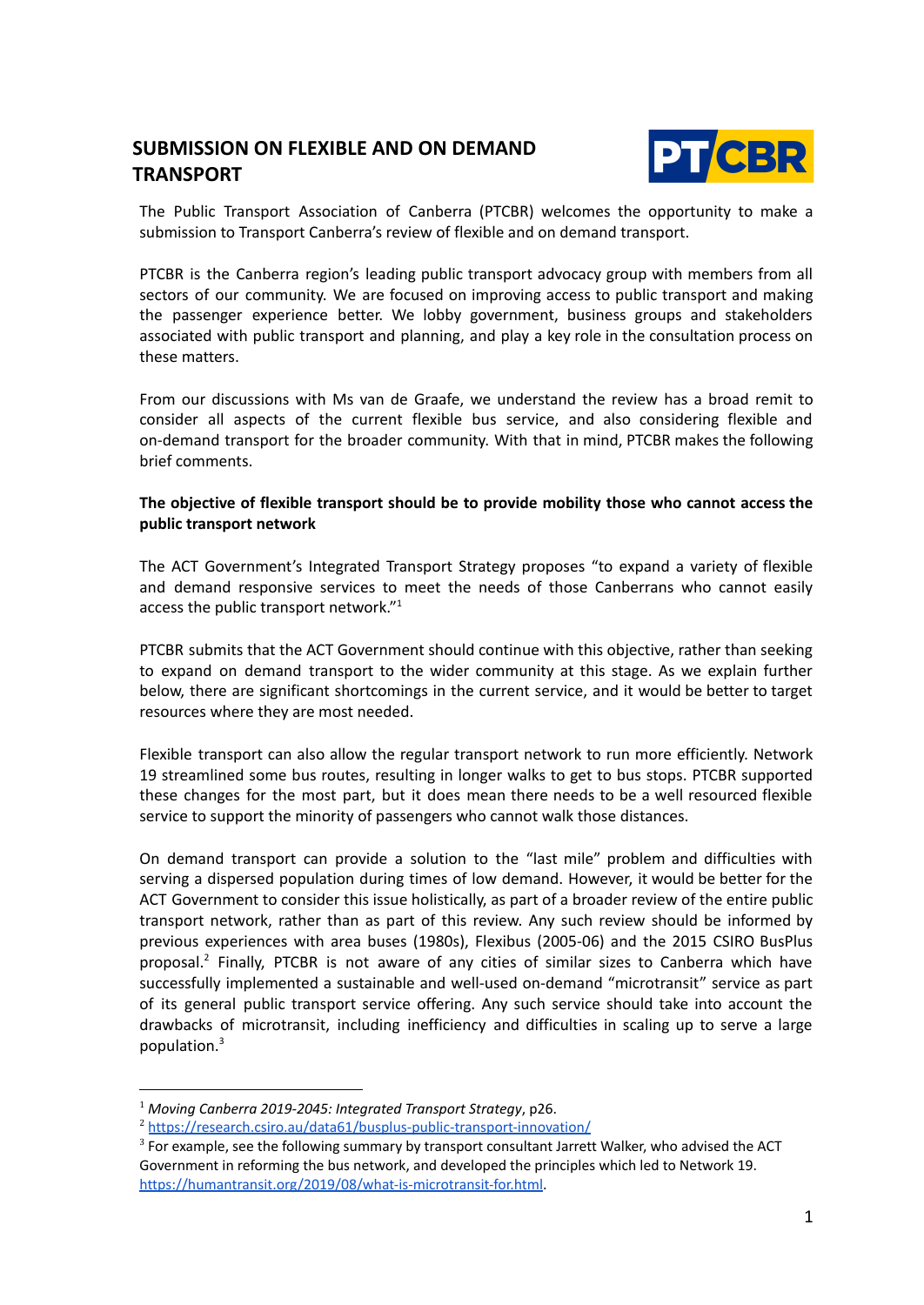# SUBMISSION ON FLEXIBLE AND ON DEMAND TRANSPORT

The Public Transport Association of Canberra (PTCBR) welcomes the opportunity to make a submission to Transport Canberra's review of flexible and on demand transport.

PTCBR is the Canberra region's leading public transport advocacy group with members from all sectors of our community. We are focused on improving access to public transport and making the passenger experience better. We lobby government, business groups and stakeholders associated with public transport and planning, and play a key role in the consultation process on these matters.

From our discussions with Ms van de Graafe, we understand the review has a broad remit to consider all aspects of the current flexible bus service, and also considering flexible and on-demand transport for the broader community. With that in mind, PTCBR makes the following brief comments.

**The objective of flexible transport should be to provide mobility those who cannot access the public transport network**

The ACT Government's Integrated Transport Strategy proposes "to expand a variety of flexible and demand responsive services to meet the needs of those Canberrans who cannot easily access the public transport network."[1]

PTCBR submits that the ACT Government should continue with this objective, rather than seeking to expand on demand transport to the wider community at this stage. As we explain further below, there are significant shortcomings in the current service, and it would be better to target resources where they are most needed.

Flexible transport can also allow the regular transport network to run more efficiently. Network 19 streamlined some bus routes, resulting in longer walks to get to bus stops. PTCBR supported these changes for the most part, but it does mean there needs to be a well resourced flexible service to support the minority of passengers who cannot walk those distances.

On demand transport can provide a solution to the "last mile" problem and difficulties with serving a dispersed population during times of low demand. However, it would be better for the ACT Government to consider this issue holistically, as part of a broader review of the entire public transport network, rather than as part of this review. Any such review should be informed by previous experiences with area buses (1980s), Flexibus (2005-06) and the 2015 CSIRO BusPlus proposal.[2] Finally, PTCBR is not aware of any cities of similar sizes to Canberra which have successfully implemented a sustainable and well-used on-demand "microtransit" service as part of its general public transport service offering. Any such service should take into account the drawbacks of microtransit, including inefficiency and difficulties in scaling up to serve a large population.[3]

---

[1] *Moving Canberra 2019-2045: Integrated Transport Strategy*, p26.

[2] https://research.csiro.au/data61/busplus-public-transport-innovation/

[3] For example, see the following summary by transport consultant Jarrett Walker, who advised the ACT Government in reforming the bus network, and developed the principles which led to Network 19. https://humantransit.org/2019/08/what-is-microtransit-for.html.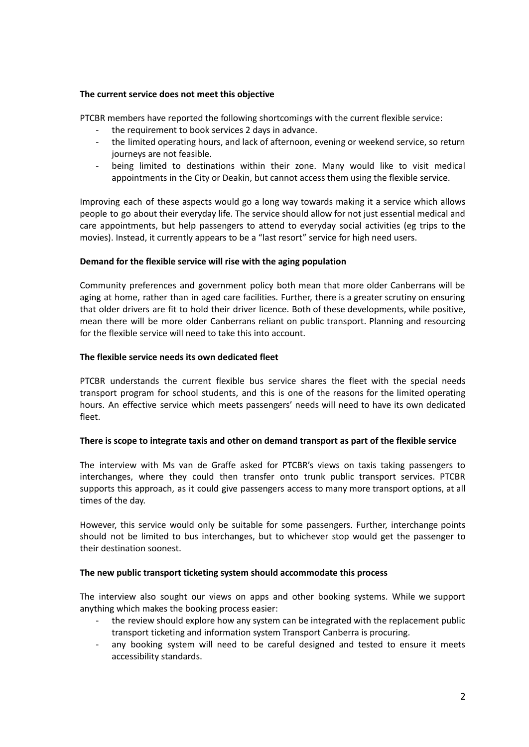**The current service does not meet this objective**

PTCBR members have reported the following shortcomings with the current flexible service:

- the requirement to book services 2 days in advance.
- the limited operating hours, and lack of afternoon, evening or weekend service, so return journeys are not feasible.
- being limited to destinations within their zone. Many would like to visit medical appointments in the City or Deakin, but cannot access them using the flexible service.

Improving each of these aspects would go a long way towards making it a service which allows people to go about their everyday life. The service should allow for not just essential medical and care appointments, but help passengers to attend to everyday social activities (eg trips to the movies). Instead, it currently appears to be a "last resort" service for high need users.

**Demand for the flexible service will rise with the aging population**

Community preferences and government policy both mean that more older Canberrans will be aging at home, rather than in aged care facilities. Further, there is a greater scrutiny on ensuring that older drivers are fit to hold their driver licence. Both of these developments, while positive, mean there will be more older Canberrans reliant on public transport. Planning and resourcing for the flexible service will need to take this into account.

**The flexible service needs its own dedicated fleet**

PTCBR understands the current flexible bus service shares the fleet with the special needs transport program for school students, and this is one of the reasons for the limited operating hours. An effective service which meets passengers' needs will need to have its own dedicated fleet.

**There is scope to integrate taxis and other on demand transport as part of the flexible service**

The interview with Ms van de Graffe asked for PTCBR's views on taxis taking passengers to interchanges, where they could then transfer onto trunk public transport services. PTCBR supports this approach, as it could give passengers access to many more transport options, at all times of the day.

However, this service would only be suitable for some passengers. Further, interchange points should not be limited to bus interchanges, but to whichever stop would get the passenger to their destination soonest.

**The new public transport ticketing system should accommodate this process**

The interview also sought our views on apps and other booking systems. While we support anything which makes the booking process easier:

- the review should explore how any system can be integrated with the replacement public transport ticketing and information system Transport Canberra is procuring.
- any booking system will need to be careful designed and tested to ensure it meets accessibility standards.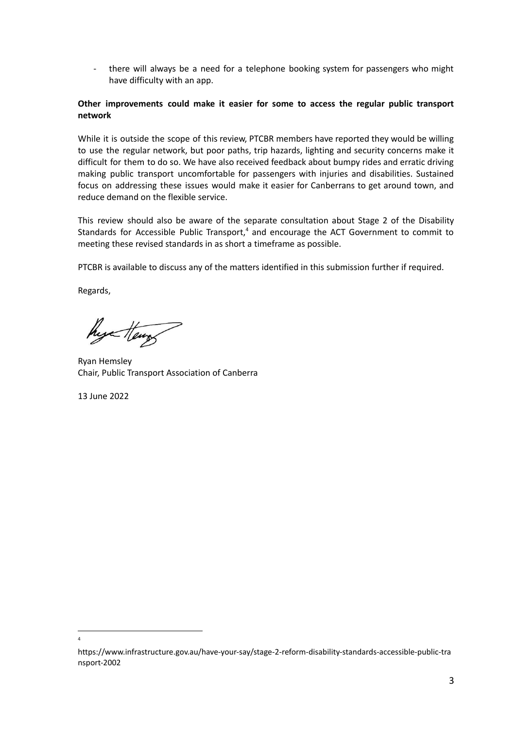- there will always be a need for a telephone booking system for passengers who might have difficulty with an app.

**Other improvements could make it easier for some to access the regular public transport network**

While it is outside the scope of this review, PTCBR members have reported they would be willing to use the regular network, but poor paths, trip hazards, lighting and security concerns make it difficult for them to do so. We have also received feedback about bumpy rides and erratic driving making public transport uncomfortable for passengers with injuries and disabilities. Sustained focus on addressing these issues would make it easier for Canberrans to get around town, and reduce demand on the flexible service.

This review should also be aware of the separate consultation about Stage 2 of the Disability Standards for Accessible Public Transport,[4] and encourage the ACT Government to commit to meeting these revised standards in as short a timeframe as possible.

PTCBR is available to discuss any of the matters identified in this submission further if required.

Regards,

Ryan Hemsley
Chair, Public Transport Association of Canberra

13 June 2022

[4] https://www.infrastructure.gov.au/have-your-say/stage-2-reform-disability-standards-accessible-public-transport-2002